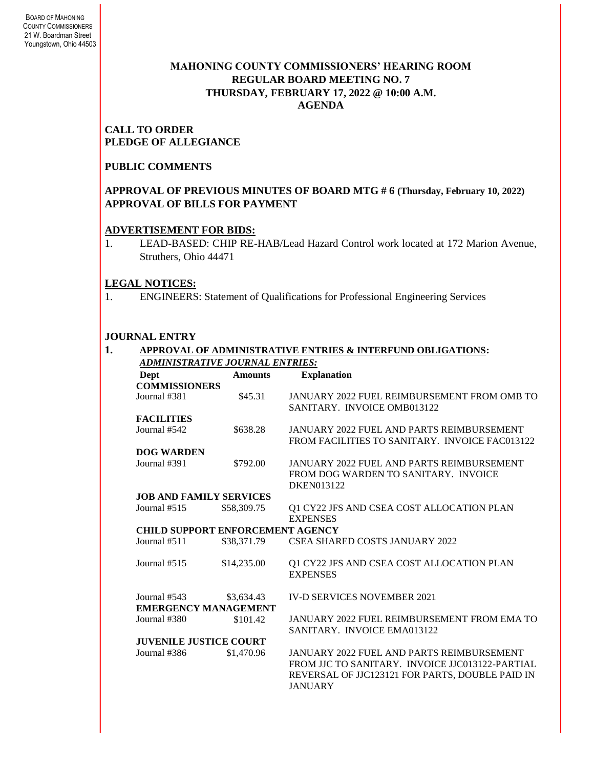BOARD OF MAHONING COUNTY COMMISSIONERS
21 W. Boardman Street
Youngstown, Ohio 44503

# MAHONING COUNTY COMMISSIONERS' HEARING ROOM
## REGULAR BOARD MEETING NO. 7
## THURSDAY, FEBRUARY 17, 2022 @ 10:00 A.M.
## AGENDA

**CALL TO ORDER**
**PLEDGE OF ALLEGIANCE**

**PUBLIC COMMENTS**

**APPROVAL OF PREVIOUS MINUTES OF BOARD MTG # 6 (Thursday, February 10, 2022)**
**APPROVAL OF BILLS FOR PAYMENT**

**ADVERTISEMENT FOR BIDS:**

1. LEAD-BASED: CHIP RE-HAB/Lead Hazard Control work located at 172 Marion Avenue, Struthers, Ohio 44471

**LEGAL NOTICES:**

1. ENGINEERS: Statement of Qualifications for Professional Engineering Services

**JOURNAL ENTRY**

**1. APPROVAL OF ADMINISTRATIVE ENTRIES & INTERFUND OBLIGATIONS:**

***ADMINISTRATIVE JOURNAL ENTRIES:***

| Dept | Amounts | Explanation |
|---|---|---|
| **COMMISSIONERS** | | |
| Journal #381 | $45.31 | JANUARY 2022 FUEL REIMBURSEMENT FROM OMB TO SANITARY. INVOICE OMB013122 |
| **FACILITIES** | | |
| Journal #542 | $638.28 | JANUARY 2022 FUEL AND PARTS REIMBURSEMENT FROM FACILITIES TO SANITARY. INVOICE FAC013122 |
| **DOG WARDEN** | | |
| Journal #391 | $792.00 | JANUARY 2022 FUEL AND PARTS REIMBURSEMENT FROM DOG WARDEN TO SANITARY. INVOICE DKEN013122 |
| **JOB AND FAMILY SERVICES** | | |
| Journal #515 | $58,309.75 | Q1 CY22 JFS AND CSEA COST ALLOCATION PLAN EXPENSES |
| **CHILD SUPPORT ENFORCEMENT AGENCY** | | |
| Journal #511 | $38,371.79 | CSEA SHARED COSTS JANUARY 2022 |
| Journal #515 | $14,235.00 | Q1 CY22 JFS AND CSEA COST ALLOCATION PLAN EXPENSES |
| Journal #543 | $3,634.43 | IV-D SERVICES NOVEMBER 2021 |
| **EMERGENCY MANAGEMENT** | | |
| Journal #380 | $101.42 | JANUARY 2022 FUEL REIMBURSEMENT FROM EMA TO SANITARY. INVOICE EMA013122 |
| **JUVENILE JUSTICE COURT** | | |
| Journal #386 | $1,470.96 | JANUARY 2022 FUEL AND PARTS REIMBURSEMENT FROM JJC TO SANITARY. INVOICE JJC013122-PARTIAL REVERSAL OF JJC123121 FOR PARTS, DOUBLE PAID IN JANUARY |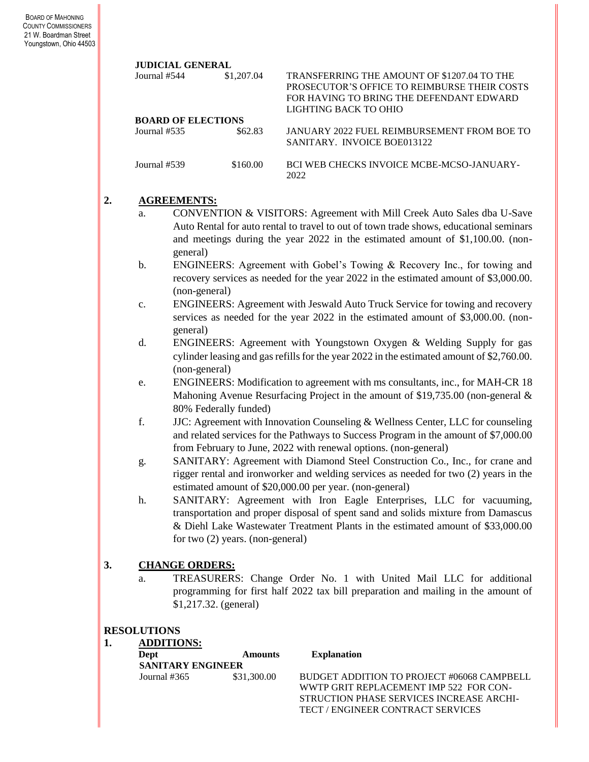**JUDICIAL GENERAL**

| | | |
|---|---|---|
| Journal #544 | $1,207.04 | TRANSFERRING THE AMOUNT OF $1207.04 TO THE PROSECUTOR'S OFFICE TO REIMBURSE THEIR COSTS FOR HAVING TO BRING THE DEFENDANT EDWARD LIGHTING BACK TO OHIO |

**BOARD OF ELECTIONS**

| | | |
|---|---|---|
| Journal #535 | $62.83 | JANUARY 2022 FUEL REIMBURSEMENT FROM BOE TO SANITARY. INVOICE BOE013122 |
| Journal #539 | $160.00 | BCI WEB CHECKS INVOICE MCBE-MCSO-JANUARY-2022 |

**2. AGREEMENTS:**

a. CONVENTION & VISITORS: Agreement with Mill Creek Auto Sales dba U-Save Auto Rental for auto rental to travel to out of town trade shows, educational seminars and meetings during the year 2022 in the estimated amount of $1,100.00. (non-general)

b. ENGINEERS: Agreement with Gobel's Towing & Recovery Inc., for towing and recovery services as needed for the year 2022 in the estimated amount of $3,000.00. (non-general)

c. ENGINEERS: Agreement with Jeswald Auto Truck Service for towing and recovery services as needed for the year 2022 in the estimated amount of $3,000.00. (non-general)

d. ENGINEERS: Agreement with Youngstown Oxygen & Welding Supply for gas cylinder leasing and gas refills for the year 2022 in the estimated amount of $2,760.00. (non-general)

e. ENGINEERS: Modification to agreement with ms consultants, inc., for MAH-CR 18 Mahoning Avenue Resurfacing Project in the amount of $19,735.00 (non-general & 80% Federally funded)

f. JJC: Agreement with Innovation Counseling & Wellness Center, LLC for counseling and related services for the Pathways to Success Program in the amount of $7,000.00 from February to June, 2022 with renewal options. (non-general)

g. SANITARY: Agreement with Diamond Steel Construction Co., Inc., for crane and rigger rental and ironworker and welding services as needed for two (2) years in the estimated amount of $20,000.00 per year. (non-general)

h. SANITARY: Agreement with Iron Eagle Enterprises, LLC for vacuuming, transportation and proper disposal of spent sand and solids mixture from Damascus & Diehl Lake Wastewater Treatment Plants in the estimated amount of $33,000.00 for two (2) years. (non-general)

**3. CHANGE ORDERS:**

a. TREASURERS: Change Order No. 1 with United Mail LLC for additional programming for first half 2022 tax bill preparation and mailing in the amount of $1,217.32. (general)

**RESOLUTIONS**

**1. ADDITIONS:**

| Dept | Amounts | Explanation |
|---|---|---|
| **SANITARY ENGINEER** | | |
| Journal #365 | $31,300.00 | BUDGET ADDITION TO PROJECT #06068 CAMPBELL WWTP GRIT REPLACEMENT IMP 522 FOR CONSTRUCTION PHASE SERVICES INCREASE ARCHITECT / ENGINEER CONTRACT SERVICES |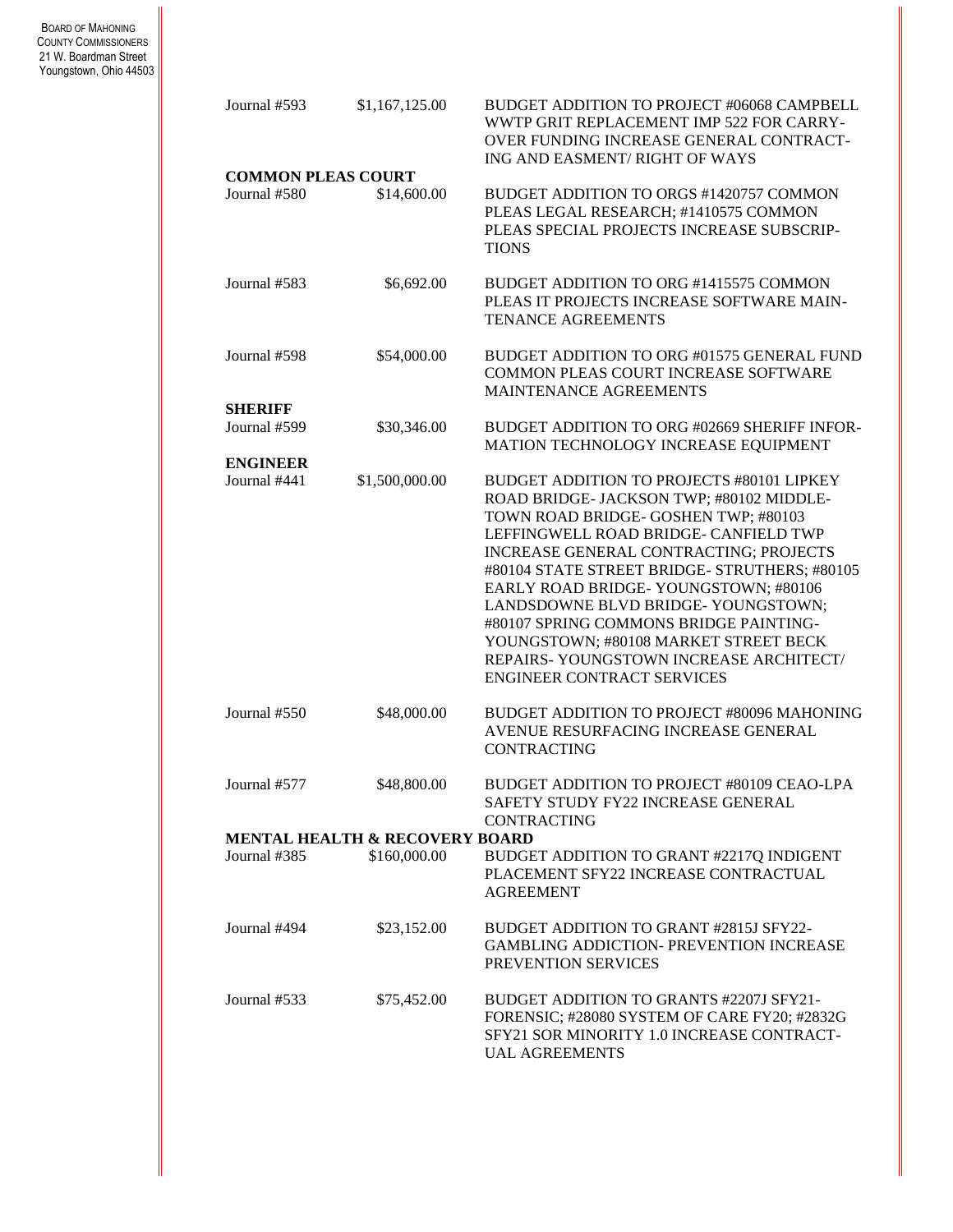| | | |
|---|---|---|
| Journal #593 | $1,167,125.00 | BUDGET ADDITION TO PROJECT #06068 CAMPBELL WWTP GRIT REPLACEMENT IMP 522 FOR CARRY-OVER FUNDING INCREASE GENERAL CONTRACTING AND EASMENT/ RIGHT OF WAYS |
| **COMMON PLEAS COURT** | | |
| Journal #580 | $14,600.00 | BUDGET ADDITION TO ORGS #1420757 COMMON PLEAS LEGAL RESEARCH; #1410575 COMMON PLEAS SPECIAL PROJECTS INCREASE SUBSCRIPTIONS |
| Journal #583 | $6,692.00 | BUDGET ADDITION TO ORG #1415575 COMMON PLEAS IT PROJECTS INCREASE SOFTWARE MAINTENANCE AGREEMENTS |
| Journal #598 | $54,000.00 | BUDGET ADDITION TO ORG #01575 GENERAL FUND COMMON PLEAS COURT INCREASE SOFTWARE MAINTENANCE AGREEMENTS |
| **SHERIFF** | | |
| Journal #599 | $30,346.00 | BUDGET ADDITION TO ORG #02669 SHERIFF INFORMATION TECHNOLOGY INCREASE EQUIPMENT |
| **ENGINEER** | | |
| Journal #441 | $1,500,000.00 | BUDGET ADDITION TO PROJECTS #80101 LIPKEY ROAD BRIDGE- JACKSON TWP; #80102 MIDDLETOWN ROAD BRIDGE- GOSHEN TWP; #80103 LEFFINGWELL ROAD BRIDGE- CANFIELD TWP INCREASE GENERAL CONTRACTING; PROJECTS #80104 STATE STREET BRIDGE- STRUTHERS; #80105 EARLY ROAD BRIDGE- YOUNGSTOWN; #80106 LANDSDOWNE BLVD BRIDGE- YOUNGSTOWN; #80107 SPRING COMMONS BRIDGE PAINTING- YOUNGSTOWN; #80108 MARKET STREET BECK REPAIRS- YOUNGSTOWN INCREASE ARCHITECT/ ENGINEER CONTRACT SERVICES |
| Journal #550 | $48,000.00 | BUDGET ADDITION TO PROJECT #80096 MAHONING AVENUE RESURFACING INCREASE GENERAL CONTRACTING |
| Journal #577 | $48,800.00 | BUDGET ADDITION TO PROJECT #80109 CEAO-LPA SAFETY STUDY FY22 INCREASE GENERAL CONTRACTING |
| **MENTAL HEALTH & RECOVERY BOARD** | | |
| Journal #385 | $160,000.00 | BUDGET ADDITION TO GRANT #2217Q INDIGENT PLACEMENT SFY22 INCREASE CONTRACTUAL AGREEMENT |
| Journal #494 | $23,152.00 | BUDGET ADDITION TO GRANT #2815J SFY22-GAMBLING ADDICTION- PREVENTION INCREASE PREVENTION SERVICES |
| Journal #533 | $75,452.00 | BUDGET ADDITION TO GRANTS #2207J SFY21-FORENSIC; #28080 SYSTEM OF CARE FY20; #2832G SFY21 SOR MINORITY 1.0 INCREASE CONTRACTUAL AGREEMENTS |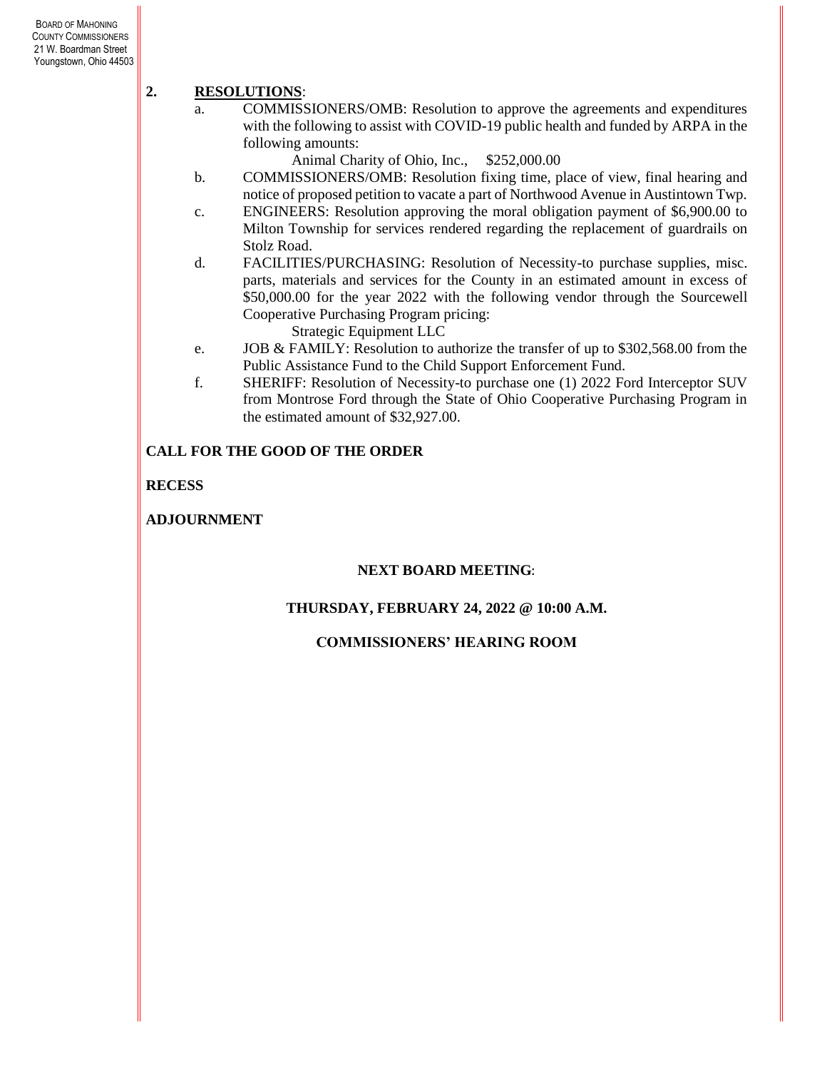## 2. **RESOLUTIONS**:

a. COMMISSIONERS/OMB: Resolution to approve the agreements and expenditures with the following to assist with COVID-19 public health and funded by ARPA in the following amounts:

   Animal Charity of Ohio, Inc., $252,000.00

b. COMMISSIONERS/OMB: Resolution fixing time, place of view, final hearing and notice of proposed petition to vacate a part of Northwood Avenue in Austintown Twp.

c. ENGINEERS: Resolution approving the moral obligation payment of $6,900.00 to Milton Township for services rendered regarding the replacement of guardrails on Stolz Road.

d. FACILITIES/PURCHASING: Resolution of Necessity-to purchase supplies, misc. parts, materials and services for the County in an estimated amount in excess of $50,000.00 for the year 2022 with the following vendor through the Sourcewell Cooperative Purchasing Program pricing:

   Strategic Equipment LLC

e. JOB & FAMILY: Resolution to authorize the transfer of up to $302,568.00 from the Public Assistance Fund to the Child Support Enforcement Fund.

f. SHERIFF: Resolution of Necessity-to purchase one (1) 2022 Ford Interceptor SUV from Montrose Ford through the State of Ohio Cooperative Purchasing Program in the estimated amount of $32,927.00.

**CALL FOR THE GOOD OF THE ORDER**

**RECESS**

**ADJOURNMENT**

**NEXT BOARD MEETING:**

**THURSDAY, FEBRUARY 24, 2022 @ 10:00 A.M.**

**COMMISSIONERS' HEARING ROOM**